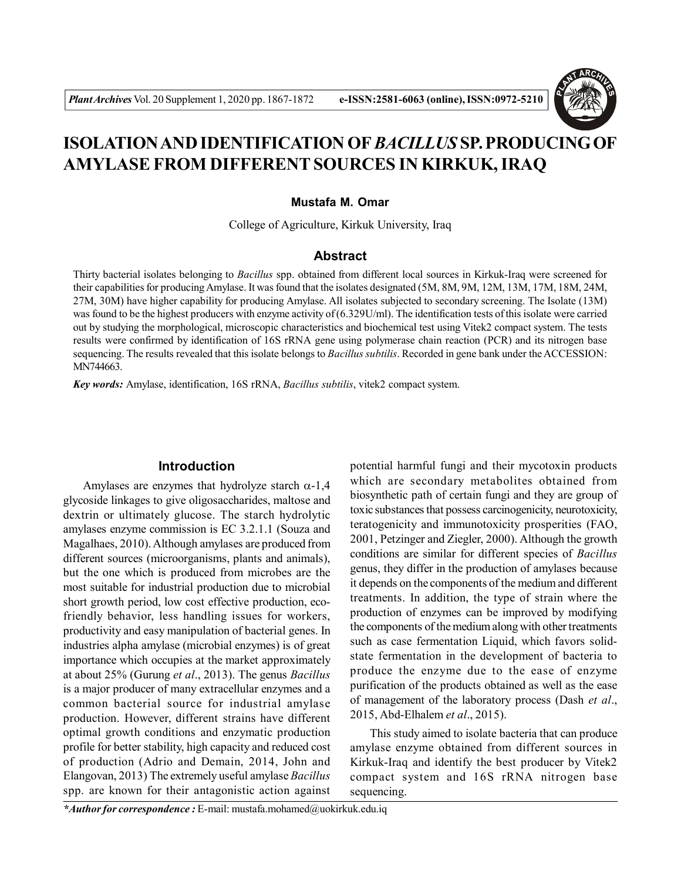# ISOLATION AND IDENTIFICATION OF *BACILLUS* SP. PRODUCING OF AMYLASE FROM DIFFERENT SOURCES IN KIRKUK, IRAQ

**Mustafa M. Omar**

College of Agriculture, Kirkuk University, Iraq

## Abstract

Thirty bacterial isolates belonging to *Bacillus* spp. obtained from different local sources in Kirkuk-Iraq were screened for their capabilities for producing Amylase. It was found that the isolates designated (5M, 8M, 9M, 12M, 13M, 17M, 18M, 24M, 27M, 30M) have higher capability for producing Amylase. All isolates subjected to secondary screening. The Isolate (13M) was found to be the highest producers with enzyme activity of (6.329U/ml). The identification tests of this isolate were carried out by studying the morphological, microscopic characteristics and biochemical test using Vitek2 compact system. The tests results were confirmed by identification of 16S rRNA gene using polymerase chain reaction (PCR) and its nitrogen base sequencing. The results revealed that this isolate belongs to *Bacillus subtilis*. Recorded in gene bank under the ACCESSION: MN744663.

***Key words:*** Amylase, identification, 16S rRNA, *Bacillus subtilis*, vitek2 compact system.

## Introduction

Amylases are enzymes that hydrolyze starch $\alpha$-1,4 glycoside linkages to give oligosaccharides, maltose and dextrin or ultimately glucose. The starch hydrolytic amylases enzyme commission is EC 3.2.1.1 (Souza and Magalhaes, 2010). Although amylases are produced from different sources (microorganisms, plants and animals), but the one which is produced from microbes are the most suitable for industrial production due to microbial short growth period, low cost effective production, eco-friendly behavior, less handling issues for workers, productivity and easy manipulation of bacterial genes. In industries alpha amylase (microbial enzymes) is of great importance which occupies at the market approximately at about 25% (Gurung *et al*., 2013). The genus *Bacillus* is a major producer of many extracellular enzymes and a common bacterial source for industrial amylase production. However, different strains have different optimal growth conditions and enzymatic production profile for better stability, high capacity and reduced cost of production (Adrio and Demain, 2014, John and Elangovan, 2013) The extremely useful amylase *Bacillus* spp. are known for their antagonistic action against potential harmful fungi and their mycotoxin products which are secondary metabolites obtained from biosynthetic path of certain fungi and they are group of toxic substances that possess carcinogenicity, neurotoxicity, teratogenicity and immunotoxicity prosperities (FAO, 2001, Petzinger and Ziegler, 2000). Although the growth conditions are similar for different species of *Bacillus* genus, they differ in the production of amylases because it depends on the components of the medium and different treatments. In addition, the type of strain where the production of enzymes can be improved by modifying the components of the medium along with other treatments such as case fermentation Liquid, which favors solid-state fermentation in the development of bacteria to produce the enzyme due to the ease of enzyme purification of the products obtained as well as the ease of management of the laboratory process (Dash *et al*., 2015, Abd-Elhalem *et al*., 2015).

This study aimed to isolate bacteria that can produce amylase enzyme obtained from different sources in Kirkuk-Iraq and identify the best producer by Vitek2 compact system and 16S rRNA nitrogen base sequencing.

***\*Author for correspondence :*** E-mail: mustafa.mohamed@uokirkuk.edu.iq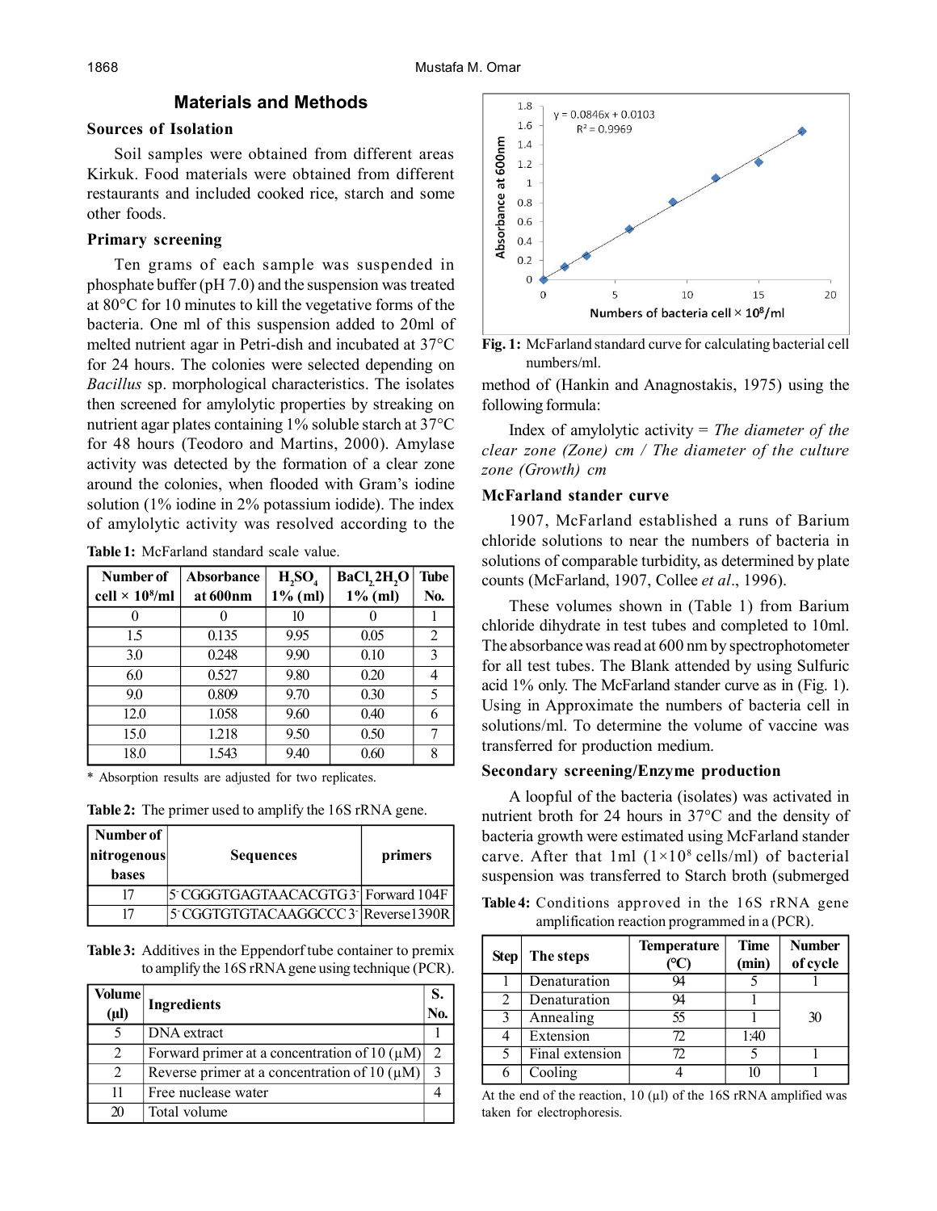## Materials and Methods

### Sources of Isolation

Soil samples were obtained from different areas Kirkuk. Food materials were obtained from different restaurants and included cooked rice, starch and some other foods.

### Primary screening

Ten grams of each sample was suspended in phosphate buffer (pH 7.0) and the suspension was treated at 80°C for 10 minutes to kill the vegetative forms of the bacteria. One ml of this suspension added to 20ml of melted nutrient agar in Petri-dish and incubated at 37°C for 24 hours. The colonies were selected depending on *Bacillus* sp. morphological characteristics. The isolates then screened for amylolytic properties by streaking on nutrient agar plates containing 1% soluble starch at 37°C for 48 hours (Teodoro and Martins, 2000). Amylase activity was detected by the formation of a clear zone around the colonies, when flooded with Gram's iodine solution (1% iodine in 2% potassium iodide). The index of amylolytic activity was resolved according to the method of (Hankin and Anagnostakis, 1975) using the following formula:

Index of amylolytic activity = *The diameter of the clear zone (Zone) cm / The diameter of the culture zone (Growth) cm*

**Table 1:** McFarland standard scale value.

| Number of cell × $10^8$/ml | Absorbance at 600nm | $H_2SO_4$ 1% (ml) | $BaCl_2.2H_2O$ 1% (ml) | Tube No. |
|---|---|---|---|---|
| 0 | 0 | 10 | 0 | 1 |
| 1.5 | 0.135 | 9.95 | 0.05 | 2 |
| 3.0 | 0.248 | 9.90 | 0.10 | 3 |
| 6.0 | 0.527 | 9.80 | 0.20 | 4 |
| 9.0 | 0.809 | 9.70 | 0.30 | 5 |
| 12.0 | 1.058 | 9.60 | 0.40 | 6 |
| 15.0 | 1.218 | 9.50 | 0.50 | 7 |
| 18.0 | 1.543 | 9.40 | 0.60 | 8 |

\* Absorption results are adjusted for two replicates.

**Table 2:** The primer used to amplify the 16S rRNA gene.

| Number of nitrogenous bases | Sequences | primers |
|---|---|---|
| 17 | 5' CGGGTGAGTAACACGTG 3' | Forward 104F |
| 17 | 5' CGGTGTGTACAAGGCCC 3' | Reverse1390R |

**Table 3:** Additives in the Eppendorf tube container to premix to amplify the 16S rRNA gene using technique (PCR).

| Volume (µl) | Ingredients | S. No. |
|---|---|---|
| 5 | DNA extract | 1 |
| 2 | Forward primer at a concentration of 10 (µM) | 2 |
| 2 | Reverse primer at a concentration of 10 (µM) | 3 |
| 11 | Free nuclease water | 4 |
| 20 | Total volume | |

**Fig. 1:** McFarland standard curve for calculating bacterial cell numbers/ml.

### McFarland stander curve

1907, McFarland established a runs of Barium chloride solutions to near the numbers of bacteria in solutions of comparable turbidity, as determined by plate counts (McFarland, 1907, Collee *et al*., 1996).

These volumes shown in (Table 1) from Barium chloride dihydrate in test tubes and completed to 10ml. The absorbance was read at 600 nm by spectrophotometer for all test tubes. The Blank attended by using Sulfuric acid 1% only. The McFarland stander curve as in (Fig. 1). Using in Approximate the numbers of bacteria cell in solutions/ml. To determine the volume of vaccine was transferred for production medium.

### Secondary screening/Enzyme production

A loopful of the bacteria (isolates) was activated in nutrient broth for 24 hours in 37°C and the density of bacteria growth were estimated using McFarland stander carve. After that 1ml ($1\times10^8$ cells/ml) of bacterial suspension was transferred to Starch broth (submerged

**Table 4:** Conditions approved in the 16S rRNA gene amplification reaction programmed in a (PCR).

| Step | The steps | Temperature (°C) | Time (min) | Number of cycle |
|---|---|---|---|---|
| 1 | Denaturation | 94 | 5 | 1 |
| 2 | Denaturation | 94 | 1 | 30 |
| 3 | Annealing | 55 | 1 | |
| 4 | Extension | 72 | 1:40 | |
| 5 | Final extension | 72 | 5 | 1 |
| 6 | Cooling | 4 | 10 | 1 |

At the end of the reaction, 10 (µl) of the 16S rRNA amplified was taken for electrophoresis.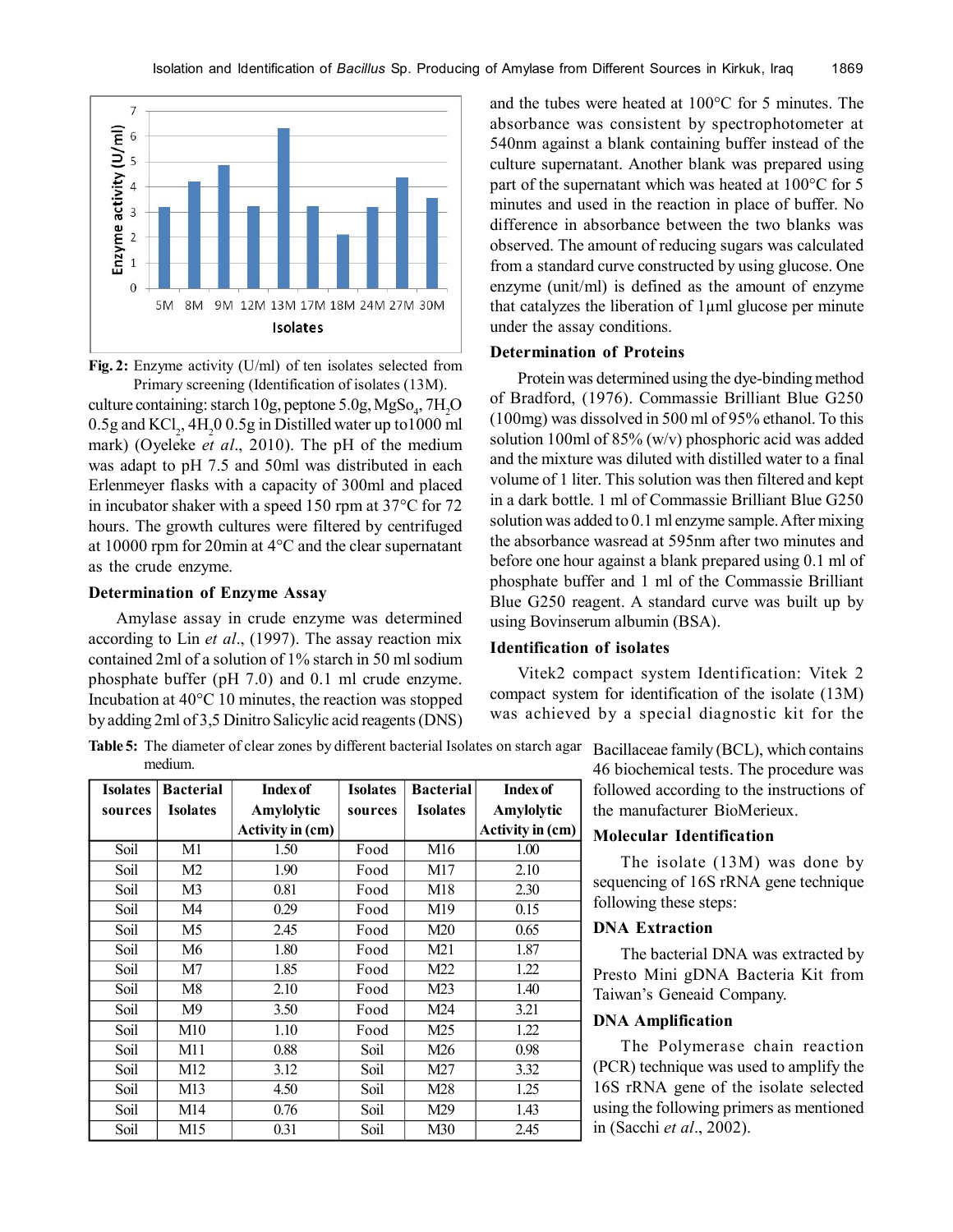Fig. 2: Enzyme activity (U/ml) of ten isolates selected from Primary screening (Identification of isolates (13M).

culture containing: starch 10g, peptone 5.0g, $MgSo_4$, $7H_2O$ 0.5g and $KCl_2$, $4H_20$ 0.5g in Distilled water up to1000 ml mark) (Oyeleke *et al*., 2010). The pH of the medium was adapt to pH 7.5 and 50ml was distributed in each Erlenmeyer flasks with a capacity of 300ml and placed in incubator shaker with a speed 150 rpm at 37°C for 72 hours. The growth cultures were filtered by centrifuged at 10000 rpm for 20min at 4°C and the clear supernatant as the crude enzyme.

### Determination of Enzyme Assay

Amylase assay in crude enzyme was determined according to Lin *et al*., (1997). The assay reaction mix contained 2ml of a solution of 1% starch in 50 ml sodium phosphate buffer (pH 7.0) and 0.1 ml crude enzyme. Incubation at 40°C 10 minutes, the reaction was stopped by adding 2ml of 3,5 Dinitro Salicylic acid reagents (DNS) and the tubes were heated at 100°C for 5 minutes. The absorbance was consistent by spectrophotometer at 540nm against a blank containing buffer instead of the culture supernatant. Another blank was prepared using part of the supernatant which was heated at 100°C for 5 minutes and used in the reaction in place of buffer. No difference in absorbance between the two blanks was observed. The amount of reducing sugars was calculated from a standard curve constructed by using glucose. One enzyme (unit/ml) is defined as the amount of enzyme that catalyzes the liberation of 1µml glucose per minute under the assay conditions.

### Determination of Proteins

Protein was determined using the dye-binding method of Bradford, (1976). Commassie Brilliant Blue G250 (100mg) was dissolved in 500 ml of 95% ethanol. To this solution 100ml of 85% (w/v) phosphoric acid was added and the mixture was diluted with distilled water to a final volume of 1 liter. This solution was then filtered and kept in a dark bottle. 1 ml of Commassie Brilliant Blue G250 solution was added to 0.1 ml enzyme sample. After mixing the absorbance wasread at 595nm after two minutes and before one hour against a blank prepared using 0.1 ml of phosphate buffer and 1 ml of the Commassie Brilliant Blue G250 reagent. A standard curve was built up by using Bovinserum albumin (BSA).

### Identification of isolates

Vitek2 compact system Identification: Vitek 2 compact system for identification of the isolate (13M) was achieved by a special diagnostic kit for the Bacillaceae family (BCL), which contains 46 biochemical tests. The procedure was followed according to the instructions of the manufacturer BioMerieux.

Table 5: The diameter of clear zones by different bacterial Isolates on starch agar medium.

| Isolates sources | Bacterial Isolates | Index of Amylolytic Activity in (cm) | Isolates sources | Bacterial Isolates | Index of Amylolytic Activity in (cm) |
|---|---|---|---|---|---|
| Soil | M1 | 1.50 | Food | M16 | 1.00 |
| Soil | M2 | 1.90 | Food | M17 | 2.10 |
| Soil | M3 | 0.81 | Food | M18 | 2.30 |
| Soil | M4 | 0.29 | Food | M19 | 0.15 |
| Soil | M5 | 2.45 | Food | M20 | 0.65 |
| Soil | M6 | 1.80 | Food | M21 | 1.87 |
| Soil | M7 | 1.85 | Food | M22 | 1.22 |
| Soil | M8 | 2.10 | Food | M23 | 1.40 |
| Soil | M9 | 3.50 | Food | M24 | 3.21 |
| Soil | M10 | 1.10 | Food | M25 | 1.22 |
| Soil | M11 | 0.88 | Soil | M26 | 0.98 |
| Soil | M12 | 3.12 | Soil | M27 | 3.32 |
| Soil | M13 | 4.50 | Soil | M28 | 1.25 |
| Soil | M14 | 0.76 | Soil | M29 | 1.43 |
| Soil | M15 | 0.31 | Soil | M30 | 2.45 |

### Molecular Identification

The isolate (13M) was done by sequencing of 16S rRNA gene technique following these steps:

### DNA Extraction

The bacterial DNA was extracted by Presto Mini gDNA Bacteria Kit from Taiwan's Geneaid Company.

### DNA Amplification

The Polymerase chain reaction (PCR) technique was used to amplify the 16S rRNA gene of the isolate selected using the following primers as mentioned in (Sacchi *et al*., 2002).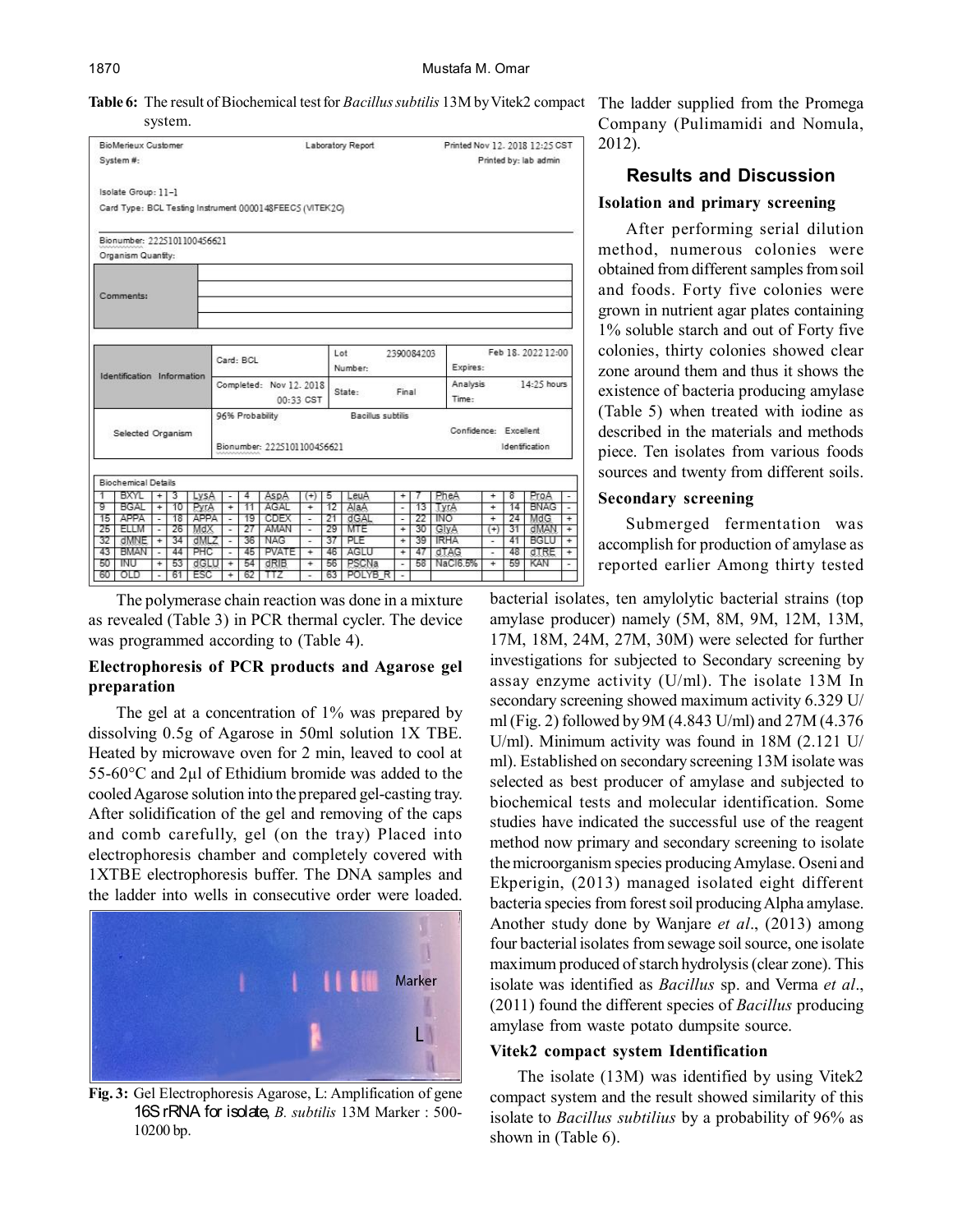**Table 6:** The result of Biochemical test for *Bacillus subtilis* 13M by Vitek2 compact system.

BioMerieux Customer — Laboratory Report — Printed Nov 12. 2018 12:25 CST

System #: — Printed by: lab admin

Isolate Group: 11-1

Card Type: BCL Testing Instrument 0000148FEEC5 (VITEK2C)

Bionumber: 2225101100456621

Organism Quantity:

Comments:

| Identification Information | Card: BCL | Lot Number: 2390084203 | Expires: Feb 18. 2022 12:00 |
|---|---|---|---|
| | Completed: Nov 12. 2018 00:33 CST | State: Final | Analysis Time: 14:25 hours |
| Selected Organism | 96% Probability | Bacillus subtilis | |
| | Bionumber: 2225101100456621 | | Confidence: Excellent Identification |

Biochemical Details

| | | | | | | | | | | | | | | | | | | | | | | | |
|---|---|---|---|---|---|---|---|---|---|---|---|---|---|---|---|---|---|---|---|---|---|---|---|
| 1 | BXYL | + | 3 | LysA | - | 4 | AspA | (+) | 5 | LeuA | + | 7 | PheA | + | 8 | ProA | - |
| 9 | BGAL | + | 10 | PyrA | + | 11 | AGAL | + | 12 | AlaA | - | 13 | TyrA | + | 14 | BNAG | - |
| 15 | APPA | - | 18 | APPA | - | 19 | CDEX | - | 21 | dGAL | - | 22 | INO | + | 24 | MdG | + |
| 25 | ELLM | - | 26 | MdX | - | 27 | AMAN | - | 29 | MTE | + | 30 | GlyA | (+) | 31 | dMAN | + |
| 32 | dMNE | + | 34 | dMLZ | - | 36 | NAG | - | 37 | PLE | + | 39 | IRHA | - | 41 | BGLU | + |
| 43 | BMAN | - | 44 | PHC | - | 45 | PVATE | + | 46 | AGLU | + | 47 | dTAG | - | 48 | dTRE | + |
| 50 | INU | + | 53 | dGLU | + | 54 | dRIB | + | 56 | PSCNa | - | 58 | NaCl6.5% | + | 59 | KAN | - |
| 60 | OLD | - | 61 | ESC | + | 62 | TTZ | - | 63 | POLYB_R | - | | | | | | |

The polymerase chain reaction was done in a mixture as revealed (Table 3) in PCR thermal cycler. The device was programmed according to (Table 4).

### Electrophoresis of PCR products and Agarose gel preparation

The gel at a concentration of 1% was prepared by dissolving 0.5g of Agarose in 50ml solution 1X TBE. Heated by microwave oven for 2 min, leaved to cool at 55-60°C and 2μl of Ethidium bromide was added to the cooled Agarose solution into the prepared gel-casting tray. After solidification of the gel and removing of the caps and comb carefully, gel (on the tray) Placed into electrophoresis chamber and completely covered with 1XTBE electrophoresis buffer. The DNA samples and the ladder into wells in consecutive order were loaded.

**Fig. 3:** Gel Electrophoresis Agarose, L: Amplification of gene 16S rRNA for isolate, *B. subtilis* 13M Marker : 500-10200 bp.

The ladder supplied from the Promega Company (Pulimamidi and Nomula, 2012).

## Results and Discussion

### Isolation and primary screening

After performing serial dilution method, numerous colonies were obtained from different samples from soil and foods. Forty five colonies were grown in nutrient agar plates containing 1% soluble starch and out of Forty five colonies, thirty colonies showed clear zone around them and thus it shows the existence of bacteria producing amylase (Table 5) when treated with iodine as described in the materials and methods piece. Ten isolates from various foods sources and twenty from different soils.

### Secondary screening

Submerged fermentation was accomplish for production of amylase as reported earlier Among thirty tested bacterial isolates, ten amylolytic bacterial strains (top amylase producer) namely (5M, 8M, 9M, 12M, 13M, 17M, 18M, 24M, 27M, 30M) were selected for further investigations for subjected to Secondary screening by assay enzyme activity (U/ml). The isolate 13M In secondary screening showed maximum activity 6.329 U/ml (Fig. 2) followed by 9M (4.843 U/ml) and 27M (4.376 U/ml). Minimum activity was found in 18M (2.121 U/ml). Established on secondary screening 13M isolate was selected as best producer of amylase and subjected to biochemical tests and molecular identification. Some studies have indicated the successful use of the reagent method now primary and secondary screening to isolate the microorganism species producing Amylase. Oseni and Ekperigin, (2013) managed isolated eight different bacteria species from forest soil producing Alpha amylase. Another study done by Wanjare *et al*., (2013) among four bacterial isolates from sewage soil source, one isolate maximum produced of starch hydrolysis (clear zone). This isolate was identified as *Bacillus* sp. and Verma *et al*., (2011) found the different species of *Bacillus* producing amylase from waste potato dumpsite source.

### Vitek2 compact system Identification

The isolate (13M) was identified by using Vitek2 compact system and the result showed similarity of this isolate to *Bacillus subtilius* by a probability of 96% as shown in (Table 6).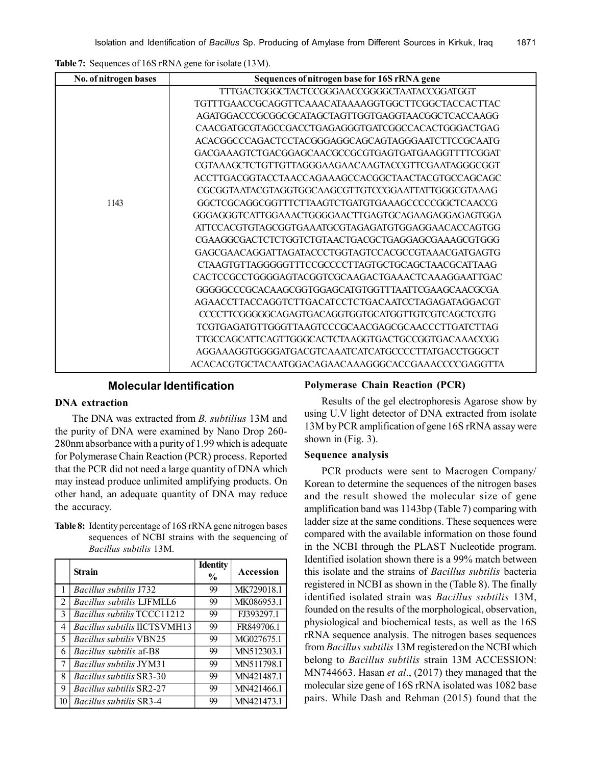**Table 7:** Sequences of 16S rRNA gene for isolate (13M).

| No. of nitrogen bases | Sequences of nitrogen base for 16S rRNA gene |
|---|---|
| 1143 | TTTGACTGGGCTACTCCGGGAACCGGGGCTAATACCGGATGGT TGTTTGAACCGCAGGTTCAAACATAAAAGGTGGCTTCGGCTACCACTTAC AGATGGACCCGCGGCGCATAGCTAGTTGGTGAGGTAACGGCTCACCAAGG CAACGATGCGTAGCCGACCTGAGAGGGTGATCGGCCACACTGGGACTGAG ACACGGCCCAGACTCCTACGGGAGGCAGCAGTAGGGAATCTTCCGCAATG GACGAAAGTCTGACGGAGCAACGCCGCGTGAGTGATGAAGGTTTTCGGAT CGTAAAGCTCTGTTGTTAGGGAAGAACAAGTACCGTTCGAATAGGGCGGT ACCTTGACGGTACCTAACCAGAAAGCCACGGCTAACTACGTGCCAGCAGC CGCGGTAATACGTAGGTGGCAAGCGTTGTCCGGAATTATTGGGCGTAAAG GGCTCGCAGGCGGTTTCTTAAGTCTGATGTGAAAGCCCCCGGCTCAACCG GGGAGGGTCATTGGAAACTGGGGAACTTGAGTGCAGAAGAGGAGAGTGGA ATTCCACGTGTAGCGGTGAAATGCGTAGAGATGTGGAGGAACACCAGTGG CGAAGGCGACTCTCTGGTCTGTAACTGACGCTGAGGAGCGAAAGCGTGGG GAGCGAACAGGATTAGATACCCTGGTAGTCCACGCCGTAAACGATGAGTG CTAAGTGTTAGGGGGTTTCCGCCCCTTAGTGCTGCAGCTAACGCATTAAG CACTCCGCCTGGGGAGTACGGTCGCAAGACTGAAACTCAAAGGAATTGAC GGGGGCCCGCACAAGCGGTGGAGCATGTGGTTTAATTCGAAGCAACGCGA AGAACCTTACCAGGTCTTGACATCCTCTGACAATCCTAGAGATAGGACGT CCCCTTCGGGGGCAGAGTGACAGGTGGTGCATGGTTGTCGTCAGCTCGTG TCGTGAGATGTTGGGTTAAGTCCCGCAACGAGCGCAACCCTTGATCTTAG TTGCCAGCATTCAGTTGGGCACTCTAAGGTGACTGCCGGTGACAAACCGG AGGAAAGGTGGGGATGACGTCAAATCATCATGCCCCTTATGACCTGGGCT ACACACGTGCTACAATGGACAGAACAAAGGGCACCGAAACCCCGAGGTTA |

## Molecular Identification

### DNA extraction

The DNA was extracted from *B. subtilius* 13M and the purity of DNA were examined by Nano Drop 260-280nm absorbance with a purity of 1.99 which is adequate for Polymerase Chain Reaction (PCR) process. Reported that the PCR did not need a large quantity of DNA which may instead produce unlimited amplifying products. On other hand, an adequate quantity of DNA may reduce the accuracy.

**Table 8:** Identity percentage of 16S rRNA gene nitrogen bases sequences of NCBI strains with the sequencing of *Bacillus subtilis* 13M.

| | Strain | Identity % | Accession |
|---|---|---|---|
| 1 | *Bacillus subtilis* J732 | 99 | MK729018.1 |
| 2 | *Bacillus subtilis* LJFMLL6 | 99 | MK086953.1 |
| 3 | *Bacillus subtilis* TCCC11212 | 99 | FJ393297.1 |
| 4 | *Bacillus subtilis* IICTSVMH13 | 99 | FR849706.1 |
| 5 | *Bacillus subtilis* VBN25 | 99 | MG027675.1 |
| 6 | *Bacillus subtilis* af-B8 | 99 | MN512303.1 |
| 7 | *Bacillus subtilis* JYM31 | 99 | MN511798.1 |
| 8 | *Bacillus subtilis* SR3-30 | 99 | MN421487.1 |
| 9 | *Bacillus subtilis* SR2-27 | 99 | MN421466.1 |
| 10 | *Bacillus subtilis* SR3-4 | 99 | MN421473.1 |

### Polymerase Chain Reaction (PCR)

Results of the gel electrophoresis Agarose show by using U.V light detector of DNA extracted from isolate 13M by PCR amplification of gene 16S rRNA assay were shown in (Fig. 3).

### Sequence analysis

PCR products were sent to Macrogen Company/ Korean to determine the sequences of the nitrogen bases and the result showed the molecular size of gene amplification band was 1143bp (Table 7) comparing with ladder size at the same conditions. These sequences were compared with the available information on those found in the NCBI through the PLAST Nucleotide program. Identified isolation shown there is a 99% match between this isolate and the strains of *Bacillus subtilis* bacteria registered in NCBI as shown in the (Table 8). The finally identified isolated strain was *Bacillus subtilis* 13M, founded on the results of the morphological, observation, physiological and biochemical tests, as well as the 16S rRNA sequence analysis. The nitrogen bases sequences from *Bacillus subtilis* 13M registered on the NCBI which belong to *Bacillus subtilis* strain 13M ACCESSION: MN744663. Hasan *et al*., (2017) they managed that the molecular size gene of 16S rRNA isolated was 1082 base pairs. While Dash and Rehman (2015) found that the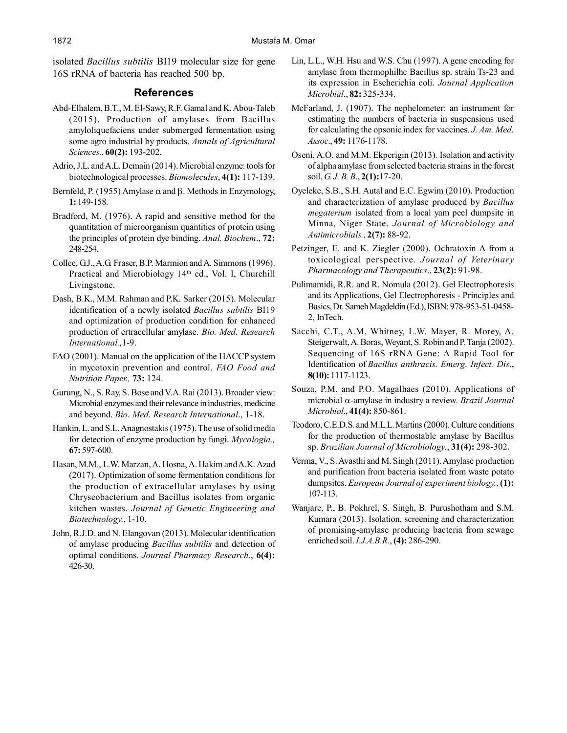isolated *Bacillus subtilis* BI19 molecular size for gene 16S rRNA of bacteria has reached 500 bp.

## References

Abd-Elhalem, B.T., M. El-Sawy, R.F. Gamal and K. Abou-Taleb (2015). Production of amylases from Bacillus amyloliquefaciens under submerged fermentation using some agro industrial by products. *Annals of Agricultural Sciences*., **60(2):** 193-202.

Adrio, J.L. and A.L. Demain (2014). Microbial enzyme: tools for biotechnological processes. *Biomolecules*, **4(1):** 117-139.

Bernfeld, P. (1955) Amylase $\alpha$ and $\beta$. Methods in Enzymology, **1:** 149-158.

Bradford, M. (1976). A rapid and sensitive method for the quantitation of microorganism quantities of protein using the principles of protein dye binding. *Anal. Biochem*., **72:** 248-254.

Collee, G.J., A.G. Fraser, B.P. Marmion and A. Simmons (1996). Practical and Microbiology 14th ed., Vol. I, Churchill Livingstone.

Dash, B.K., M.M. Rahman and P.K. Sarker (2015). Molecular identification of a newly isolated *Bacillus subtilis* BI19 and optimization of production condition for enhanced production of ertracellular amylase. *Bio. Med. Research International.,*1-9.

FAO (2001). Manual on the application of the HACCP system in mycotoxin prevention and control. *FAO Food and Nutrition Paper.,* **73:** 124.

Gurung, N., S. Ray, S. Bose and V.A. Rai (2013). Broader view: Microbial enzymes and their relevance in industries, medicine and beyond. *Bio. Med. Research International*., 1-18.

Hankin, L. and S.L. Anagnostakis (1975). The use of solid media for detection of enzyme production by fungi. *Mycologia.,* **67:** 597-600.

Hasan, M.M., L.W. Marzan, A. Hosna, A. Hakim and A.K. Azad (2017). Optimization of some fermentation conditions for the production of extracellular amylases by using Chryseobacterium and Bacillus isolates from organic kitchen wastes. *Journal of Genetic Engineering and Biotechnology.*, 1-10.

John, R.J.D. and N. Elangovan (2013). Molecular identification of amylase producing *Bacillus subtilis* and detection of optimal conditions. *Journal Pharmacy Research*., **6(4):** 426-30.

Lin, L.L., W.H. Hsu and W.S. Chu (1997). A gene encoding for amylase from thermophilhc Bacillus sp. strain Ts-23 and its expression in Escherichia coli. *Journal Application Microbial*., **82:** 325-334.

McFarland, J. (1907). The nephelometer: an instrument for estimating the numbers of bacteria in suspensions used for calculating the opsonic index for vaccines. *J. Am. Med. Assoc*., **49:** 1176-1178.

Oseni, A.O. and M.M. Ekperigin (2013). Isolation and activity of alpha amylase from selected bacteria strains in the forest soil, *G. J. B. B*., **2(1):**17-20.

Oyeleke, S.B., S.H. Autal and E.C. Egwim (2010). Production and characterization of amylase produced by *Bacillus megaterium* isolated from a local yam peel dumpsite in Minna, Niger State. *Journal of Microbiology and Antimicrobials.*, **2(7):** 88-92.

Petzinger, E. and K. Ziegler (2000). Ochratoxin A from a toxicological perspective. *Journal of Veterinary Pharmacology and Therapeutics*., **23(2):** 91-98.

Pulimamidi, R.R. and R. Nomula (2012). Gel Electrophoresis and its Applications, Gel Electrophoresis - Principles and Basics, Dr. Sameh Magdeldin (Ed.), ISBN: 978-953-51-0458-2, InTech.

Sacchi, C.T., A.M. Whitney, L.W. Mayer, R. Morey, A. Steigerwalt, A. Boras, Weyant, S. Robin and P. Tanja (2002). Sequencing of 16S rRNA Gene: A Rapid Tool for Identification of *Bacillus anthracis. Emerg. Infect. Dis*., **8(10):** 1117-1123.

Souza, P.M. and P.O. Magalhaes (2010). Applications of microbial $\alpha$-amylase in industry a review. *Brazil Journal Microbiol*., **41(4):** 850-861.

Teodoro, C.E.D.S. and M.L.L. Martins (2000). Culture conditions for the production of thermostable amylase by Bacillus sp. *Brazilian Journal of Microbiology.*, **31(4):** 298-302.

Verma, V., S. Avasthi and M. Singh (2011). Amylase production and purification from bacteria isolated from waste potato dumpsites. *European Journal of experiment biology.*, **(1):** 107-113.

Wanjare, P., B. Pokhrel, S. Singh, B. Purushotham and S.M. Kumara (2013). Isolation, screening and characterization of promising-amylase producing bacteria from sewage enriched soil. *I.J.A.B.R*., **(4):** 286-290.